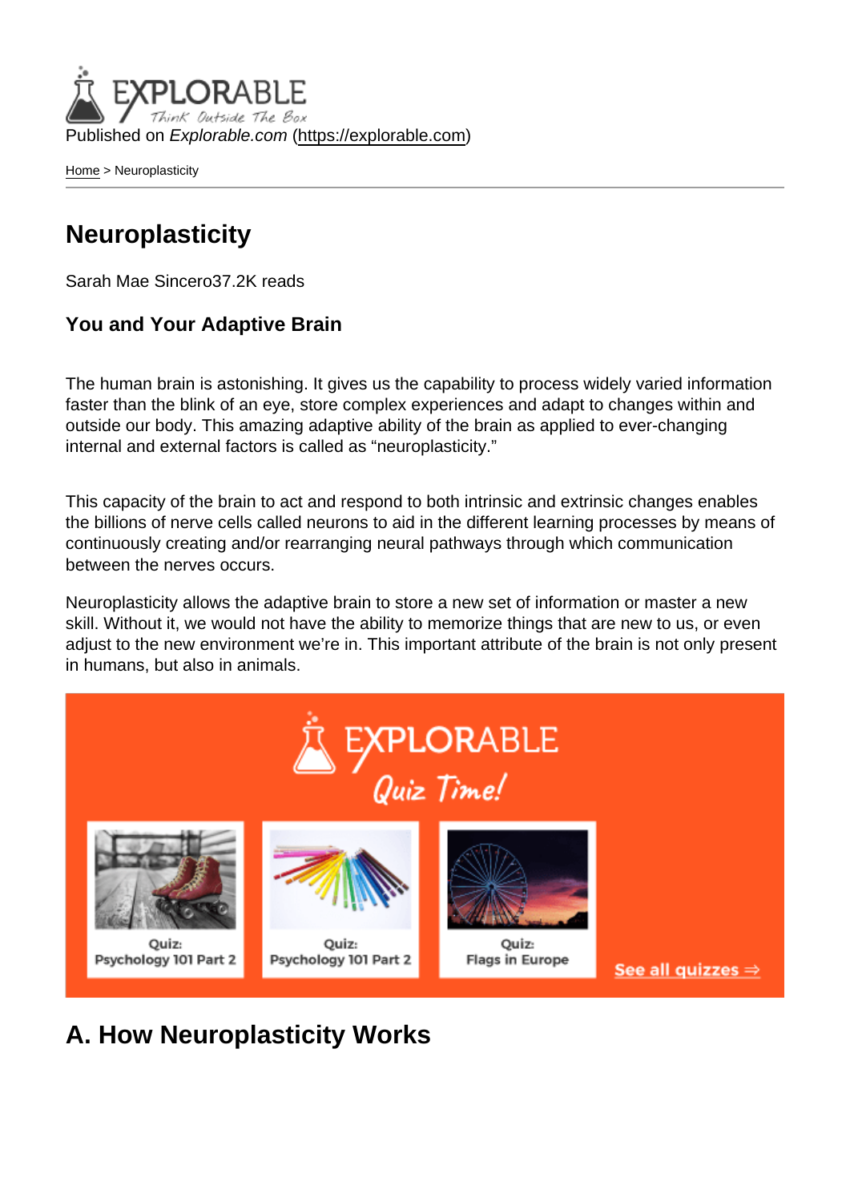Published on *Explorable.com* (https://explorable.com)

Home > Neuroplasticity

# Neuroplasticity

Sarah Mae Sincero37.2K reads

### You and Your Adaptive Brain

The human brain is astonishing. It gives us the capability to process widely varied information faster than the blink of an eye, store complex experiences and adapt to changes within and outside our body. This amazing adaptive ability of the brain as applied to ever-changing internal and external factors is called as "neuroplasticity."

This capacity of the brain to act and respond to both intrinsic and extrinsic changes enables the billions of nerve cells called neurons to aid in the different learning processes by means of continuously creating and/or rearranging neural pathways through which communication between the nerves occurs.

Neuroplasticity allows the adaptive brain to store a new set of information or master a new skill. Without it, we would not have the ability to memorize things that are new to us, or even adjust to the new environment we're in. This important attribute of the brain is not only present in humans, but also in animals.

## A. How Neuroplasticity Works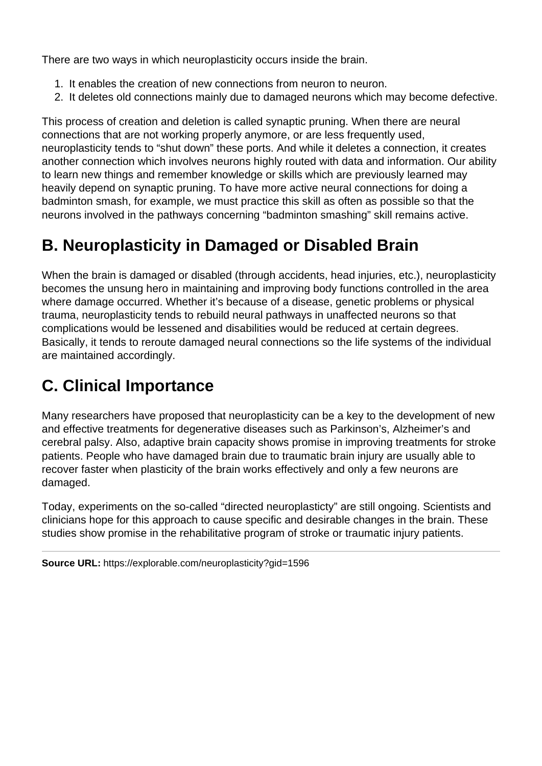There are two ways in which neuroplasticity occurs inside the brain.

1. It enables the creation of new connections from neuron to neuron.
2. It deletes old connections mainly due to damaged neurons which may become defective.

This process of creation and deletion is called synaptic pruning. When there are neural connections that are not working properly anymore, or are less frequently used, neuroplasticity tends to “shut down” these ports. And while it deletes a connection, it creates another connection which involves neurons highly routed with data and information. Our ability to learn new things and remember knowledge or skills which are previously learned may heavily depend on synaptic pruning. To have more active neural connections for doing a badminton smash, for example, we must practice this skill as often as possible so that the neurons involved in the pathways concerning “badminton smashing” skill remains active.

## B. Neuroplasticity in Damaged or Disabled Brain

When the brain is damaged or disabled (through accidents, head injuries, etc.), neuroplasticity becomes the unsung hero in maintaining and improving body functions controlled in the area where damage occurred. Whether it’s because of a disease, genetic problems or physical trauma, neuroplasticity tends to rebuild neural pathways in unaffected neurons so that complications would be lessened and disabilities would be reduced at certain degrees. Basically, it tends to reroute damaged neural connections so the life systems of the individual are maintained accordingly.

## C. Clinical Importance

Many researchers have proposed that neuroplasticity can be a key to the development of new and effective treatments for degenerative diseases such as Parkinson’s, Alzheimer’s and cerebral palsy. Also, adaptive brain capacity shows promise in improving treatments for stroke patients. People who have damaged brain due to traumatic brain injury are usually able to recover faster when plasticity of the brain works effectively and only a few neurons are damaged.

Today, experiments on the so-called “directed neuroplasticty” are still ongoing. Scientists and clinicians hope for this approach to cause specific and desirable changes in the brain. These studies show promise in the rehabilitative program of stroke or traumatic injury patients.

---

**Source URL:** https://explorable.com/neuroplasticity?gid=1596